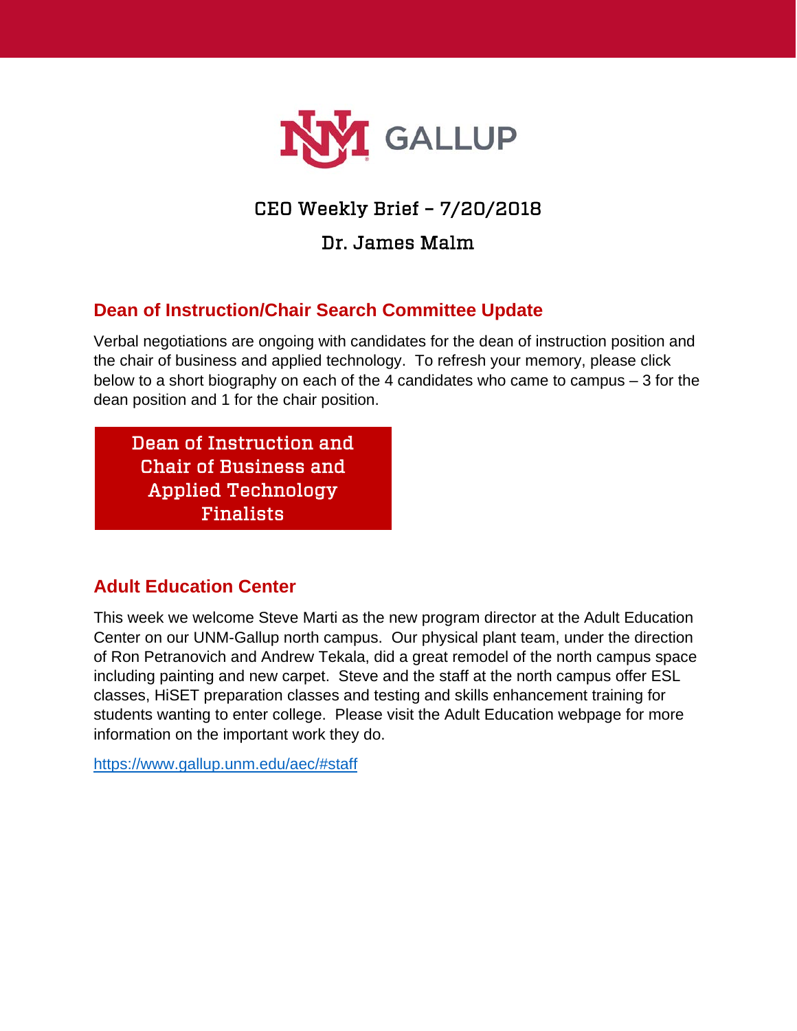# UNM GALLUP

## CEO Weekly Brief – 7/20/2018

## Dr. James Malm

### Dean of Instruction/Chair Search Committee Update

Verbal negotiations are ongoing with candidates for the dean of instruction position and the chair of business and applied technology. To refresh your memory, please click below to a short biography on each of the 4 candidates who came to campus – 3 for the dean position and 1 for the chair position.

**Dean of Instruction and Chair of Business and Applied Technology Finalists**

### Adult Education Center

This week we welcome Steve Marti as the new program director at the Adult Education Center on our UNM-Gallup north campus. Our physical plant team, under the direction of Ron Petranovich and Andrew Tekala, did a great remodel of the north campus space including painting and new carpet. Steve and the staff at the north campus offer ESL classes, HiSET preparation classes and testing and skills enhancement training for students wanting to enter college. Please visit the Adult Education webpage for more information on the important work they do.

https://www.gallup.unm.edu/aec/#staff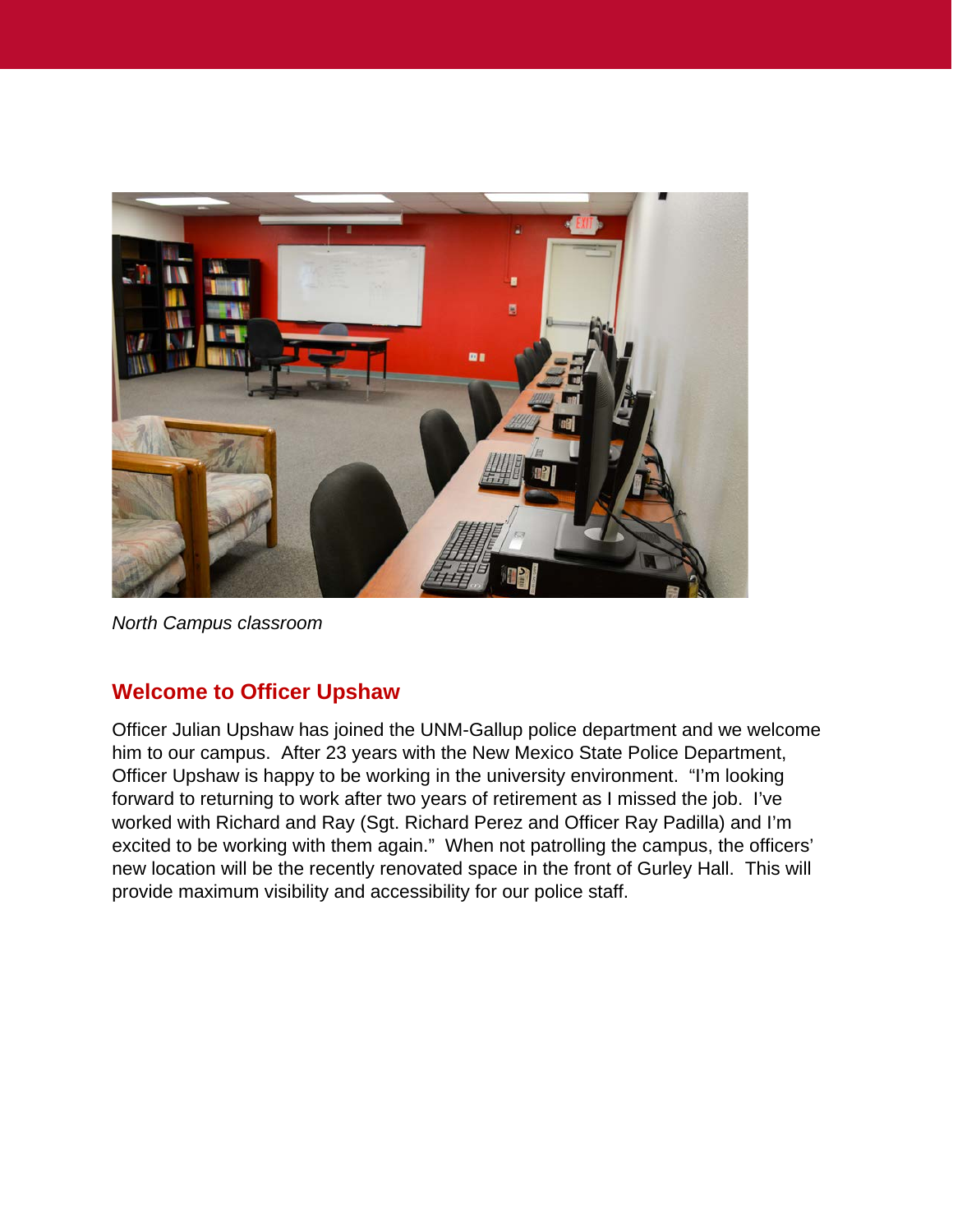*North Campus classroom*

## Welcome to Officer Upshaw

Officer Julian Upshaw has joined the UNM-Gallup police department and we welcome him to our campus. After 23 years with the New Mexico State Police Department, Officer Upshaw is happy to be working in the university environment. "I'm looking forward to returning to work after two years of retirement as I missed the job. I've worked with Richard and Ray (Sgt. Richard Perez and Officer Ray Padilla) and I'm excited to be working with them again." When not patrolling the campus, the officers' new location will be the recently renovated space in the front of Gurley Hall. This will provide maximum visibility and accessibility for our police staff.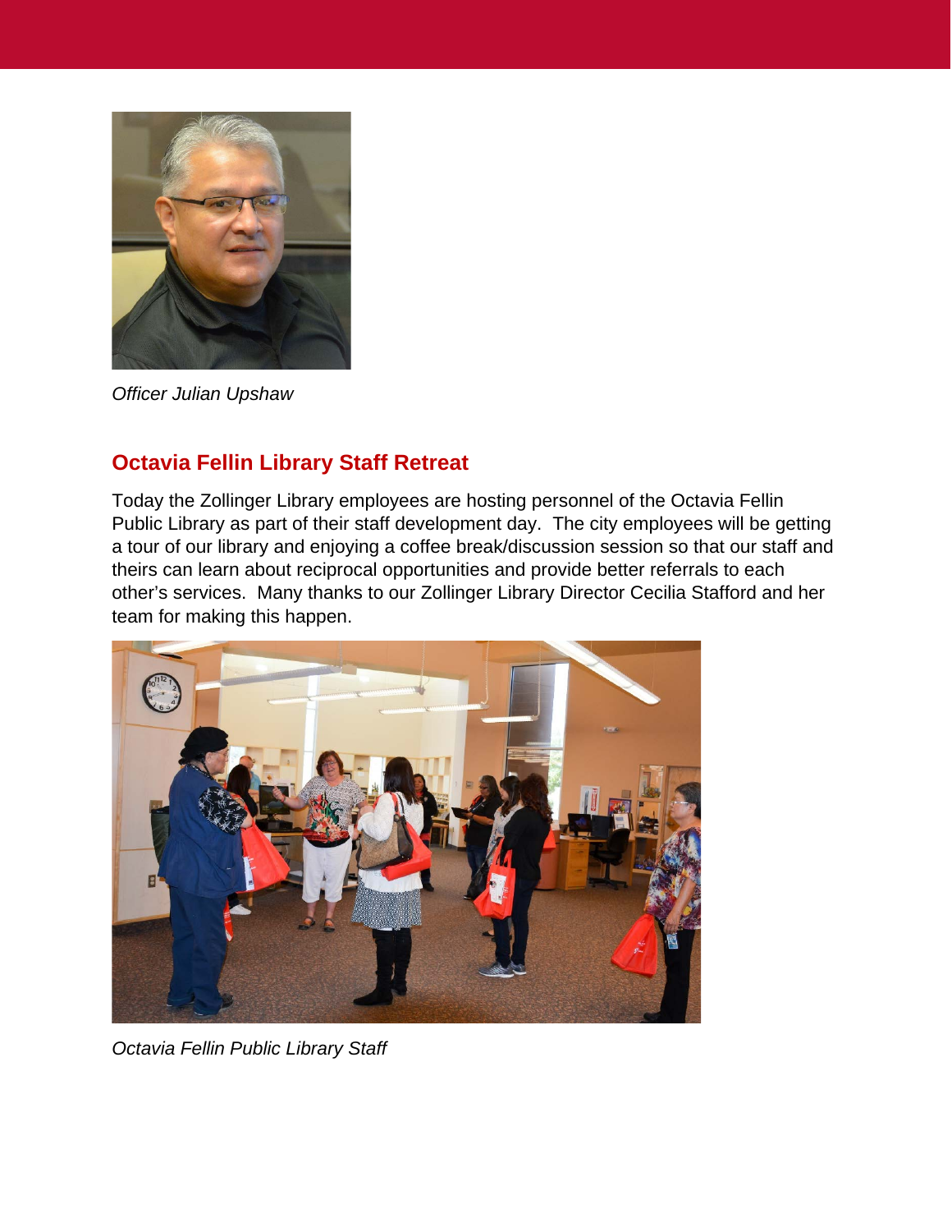*Officer Julian Upshaw*

## Octavia Fellin Library Staff Retreat

Today the Zollinger Library employees are hosting personnel of the Octavia Fellin Public Library as part of their staff development day. The city employees will be getting a tour of our library and enjoying a coffee break/discussion session so that our staff and theirs can learn about reciprocal opportunities and provide better referrals to each other's services. Many thanks to our Zollinger Library Director Cecilia Stafford and her team for making this happen.

*Octavia Fellin Public Library Staff*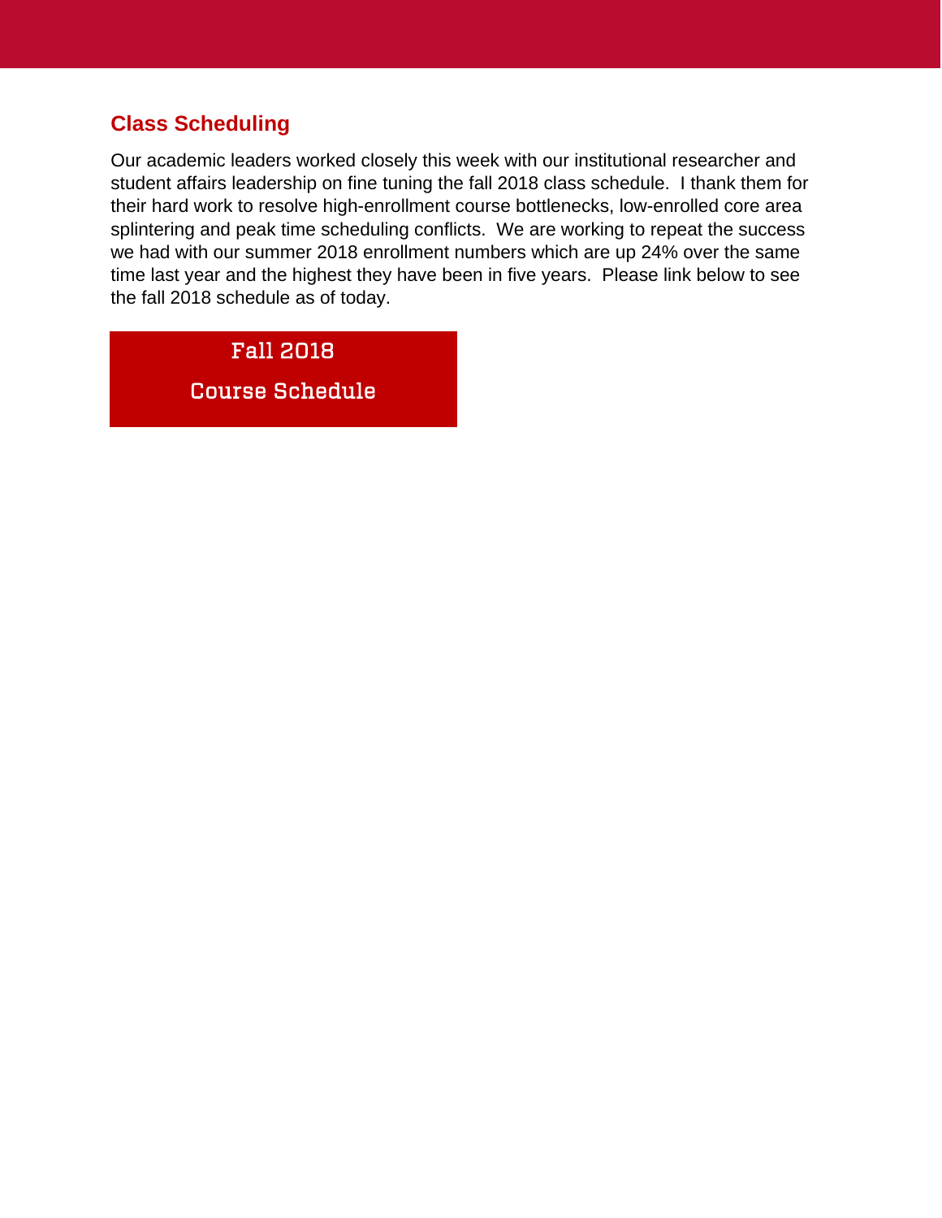## Class Scheduling

Our academic leaders worked closely this week with our institutional researcher and student affairs leadership on fine tuning the fall 2018 class schedule. I thank them for their hard work to resolve high-enrollment course bottlenecks, low-enrolled core area splintering and peak time scheduling conflicts. We are working to repeat the success we had with our summer 2018 enrollment numbers which are up 24% over the same time last year and the highest they have been in five years. Please link below to see the fall 2018 schedule as of today.

**Fall 2018**

**Course Schedule**